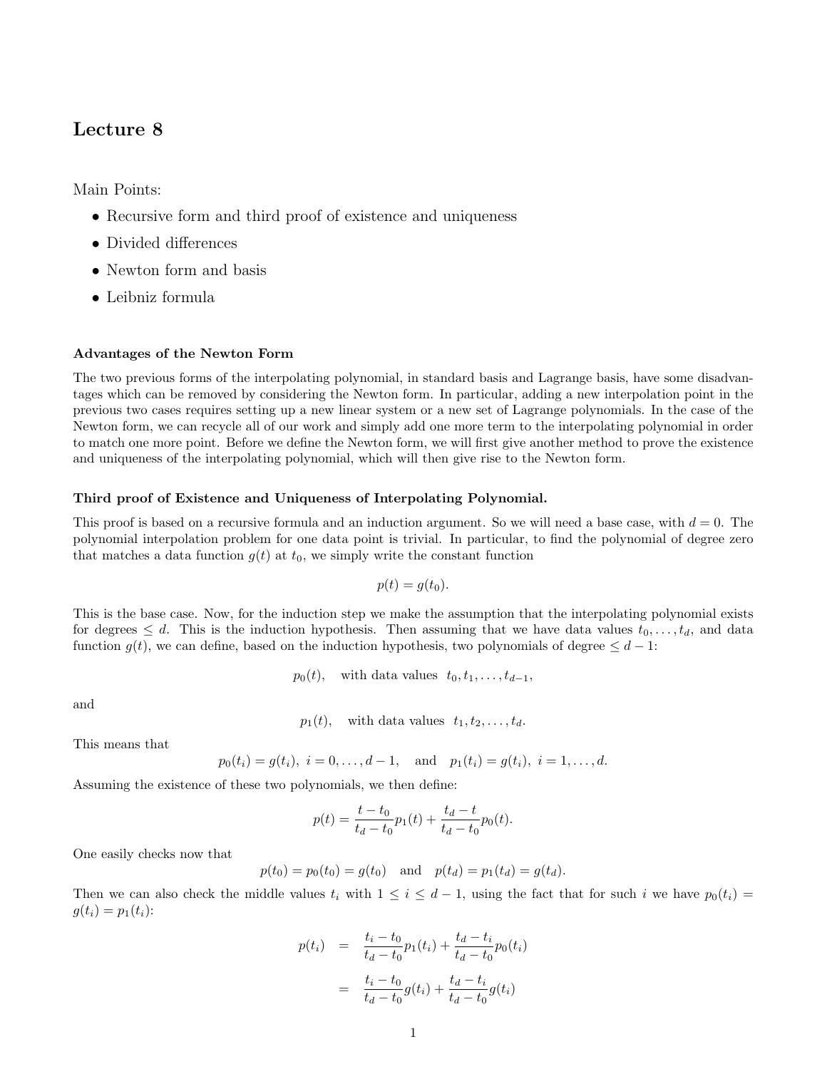# Lecture 8

Main Points:

- Recursive form and third proof of existence and uniqueness
- Divided differences
- Newton form and basis
- Leibniz formula

**Advantages of the Newton Form**

The two previous forms of the interpolating polynomial, in standard basis and Lagrange basis, have some disadvantages which can be removed by considering the Newton form. In particular, adding a new interpolation point in the previous two cases requires setting up a new linear system or a new set of Lagrange polynomials. In the case of the Newton form, we can recycle all of our work and simply add one more term to the interpolating polynomial in order to match one more point. Before we define the Newton form, we will first give another method to prove the existence and uniqueness of the interpolating polynomial, which will then give rise to the Newton form.

**Third proof of Existence and Uniqueness of Interpolating Polynomial.**

This proof is based on a recursive formula and an induction argument. So we will need a base case, with $d = 0$. The polynomial interpolation problem for one data point is trivial. In particular, to find the polynomial of degree zero that matches a data function $g(t)$ at $t_0$, we simply write the constant function

$$p(t) = g(t_0).$$

This is the base case. Now, for the induction step we make the assumption that the interpolating polynomial exists for degrees $\leq d$. This is the induction hypothesis. Then assuming that we have data values $t_0, \ldots, t_d$, and data function $g(t)$, we can define, based on the induction hypothesis, two polynomials of degree $\leq d-1$:

$$p_0(t), \quad \text{with data values } \ t_0, t_1, \ldots, t_{d-1},$$

and

$$p_1(t), \quad \text{with data values } \ t_1, t_2, \ldots, t_d.$$

This means that

$$p_0(t_i) = g(t_i), \ i = 0, \ldots, d-1, \quad \text{and} \quad p_1(t_i) = g(t_i), \ i = 1, \ldots, d.$$

Assuming the existence of these two polynomials, we then define:

$$p(t) = \frac{t - t_0}{t_d - t_0} p_1(t) + \frac{t_d - t}{t_d - t_0} p_0(t).$$

One easily checks now that

$$p(t_0) = p_0(t_0) = g(t_0) \quad \text{and} \quad p(t_d) = p_1(t_d) = g(t_d).$$

Then we can also check the middle values $t_i$ with $1 \leq i \leq d-1$, using the fact that for such $i$ we have $p_0(t_i) = g(t_i) = p_1(t_i)$:

$$\begin{aligned} p(t_i) &= \frac{t_i - t_0}{t_d - t_0} p_1(t_i) + \frac{t_d - t_i}{t_d - t_0} p_0(t_i) \\ &= \frac{t_i - t_0}{t_d - t_0} g(t_i) + \frac{t_d - t_i}{t_d - t_0} g(t_i) \end{aligned}$$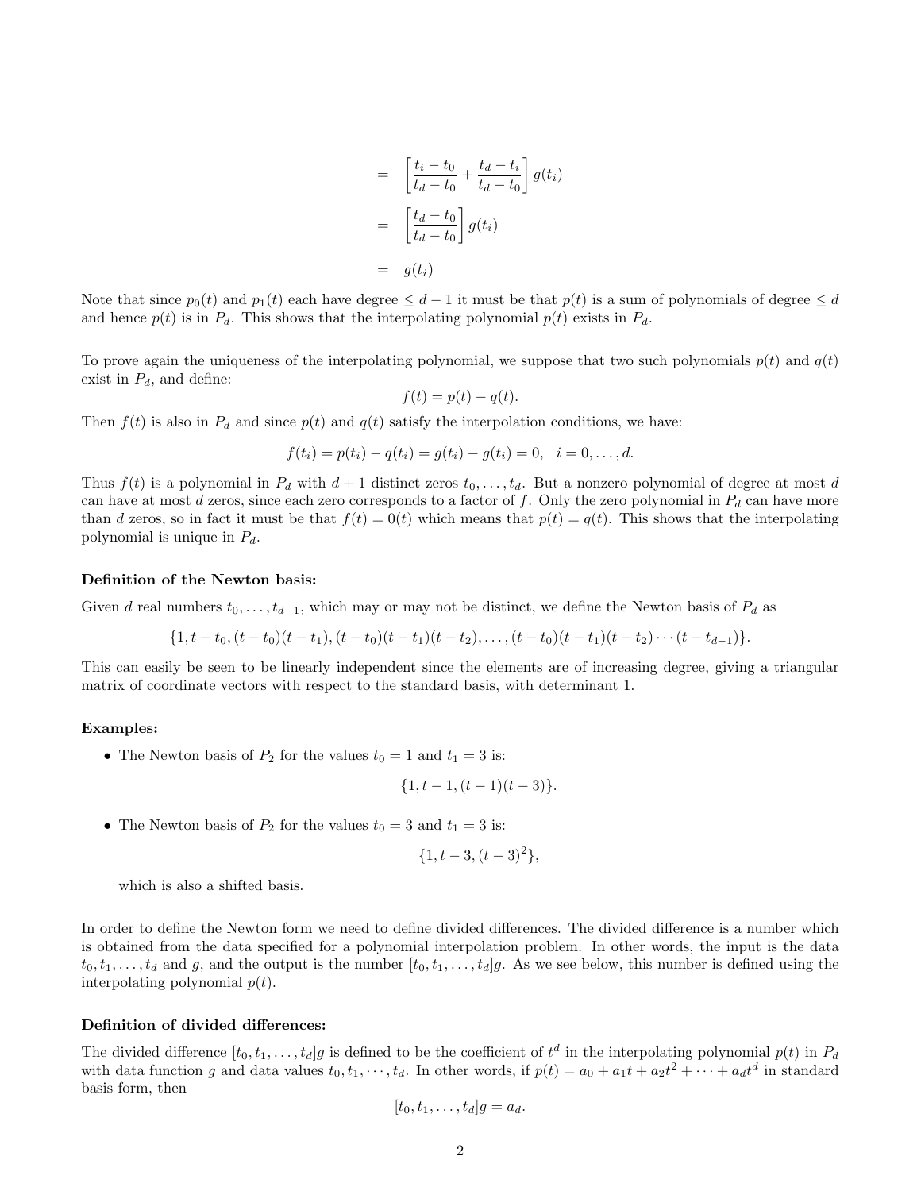$$
\begin{aligned}
&= \left[\frac{t_i - t_0}{t_d - t_0} + \frac{t_d - t_i}{t_d - t_0}\right] g(t_i) \\
&= \left[\frac{t_d - t_0}{t_d - t_0}\right] g(t_i) \\
&= g(t_i)
\end{aligned}
$$

Note that since $p_0(t)$ and $p_1(t)$ each have degree $\leq d-1$ it must be that $p(t)$ is a sum of polynomials of degree $\leq d$ and hence $p(t)$ is in $P_d$. This shows that the interpolating polynomial $p(t)$ exists in $P_d$.

To prove again the uniqueness of the interpolating polynomial, we suppose that two such polynomials $p(t)$ and $q(t)$ exist in $P_d$, and define:

$$f(t) = p(t) - q(t).$$

Then $f(t)$ is also in $P_d$ and since $p(t)$ and $q(t)$ satisfy the interpolation conditions, we have:

$$f(t_i) = p(t_i) - q(t_i) = g(t_i) - g(t_i) = 0, \quad i = 0, \ldots, d.$$

Thus $f(t)$ is a polynomial in $P_d$ with $d+1$ distinct zeros $t_0, \ldots, t_d$. But a nonzero polynomial of degree at most $d$ can have at most $d$ zeros, since each zero corresponds to a factor of $f$. Only the zero polynomial in $P_d$ can have more than $d$ zeros, so in fact it must be that $f(t) = 0(t)$ which means that $p(t) = q(t)$. This shows that the interpolating polynomial is unique in $P_d$.

**Definition of the Newton basis:**

Given $d$ real numbers $t_0, \ldots, t_{d-1}$, which may or may not be distinct, we define the Newton basis of $P_d$ as

$$\{1, t - t_0, (t-t_0)(t-t_1), (t-t_0)(t-t_1)(t-t_2), \ldots, (t-t_0)(t-t_1)(t-t_2)\cdots(t-t_{d-1})\}.$$

This can easily be seen to be linearly independent since the elements are of increasing degree, giving a triangular matrix of coordinate vectors with respect to the standard basis, with determinant 1.

**Examples:**

- The Newton basis of $P_2$ for the values $t_0 = 1$ and $t_1 = 3$ is:

$$\{1, t-1, (t-1)(t-3)\}.$$

- The Newton basis of $P_2$ for the values $t_0 = 3$ and $t_1 = 3$ is:

$$\{1, t-3, (t-3)^2\},$$

  which is also a shifted basis.

In order to define the Newton form we need to define divided differences. The divided difference is a number which is obtained from the data specified for a polynomial interpolation problem. In other words, the input is the data $t_0, t_1, \ldots, t_d$ and $g$, and the output is the number $[t_0, t_1, \ldots, t_d]g$. As we see below, this number is defined using the interpolating polynomial $p(t)$.

**Definition of divided differences:**

The divided difference $[t_0, t_1, \ldots, t_d]g$ is defined to be the coefficient of $t^d$ in the interpolating polynomial $p(t)$ in $P_d$ with data function $g$ and data values $t_0, t_1, \cdots, t_d$. In other words, if $p(t) = a_0 + a_1 t + a_2 t^2 + \cdots + a_d t^d$ in standard basis form, then

$$[t_0, t_1, \ldots, t_d]g = a_d.$$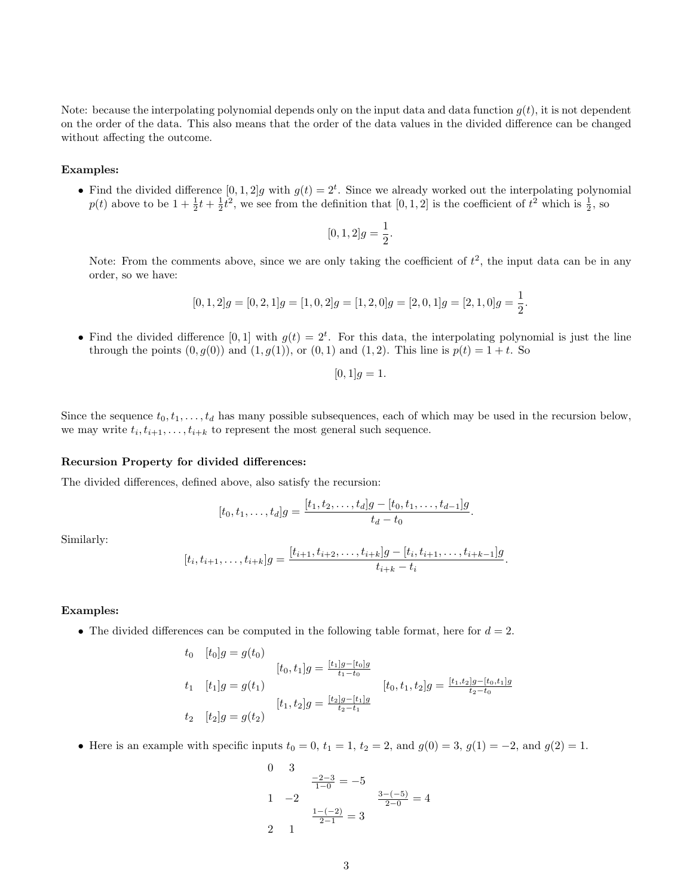Note: because the interpolating polynomial depends only on the input data and data function $g(t)$, it is not dependent on the order of the data. This also means that the order of the data values in the divided difference can be changed without affecting the outcome.

**Examples:**

- Find the divided difference $[0, 1, 2]g$ with $g(t) = 2^t$. Since we already worked out the interpolating polynomial $p(t)$ above to be $1 + \frac{1}{2}t + \frac{1}{2}t^2$, we see from the definition that $[0, 1, 2]$ is the coefficient of $t^2$ which is $\frac{1}{2}$, so

$$[0, 1, 2]g = \frac{1}{2}.$$

  Note: From the comments above, since we are only taking the coefficient of $t^2$, the input data can be in any order, so we have:

$$[0, 1, 2]g = [0, 2, 1]g = [1, 0, 2]g = [1, 2, 0]g = [2, 0, 1]g = [2, 1, 0]g = \frac{1}{2}.$$

- Find the divided difference $[0, 1]$ with $g(t) = 2^t$. For this data, the interpolating polynomial is just the line through the points $(0, g(0))$ and $(1, g(1))$, or $(0, 1)$ and $(1, 2)$. This line is $p(t) = 1 + t$. So

$$[0, 1]g = 1.$$

Since the sequence $t_0, t_1, \ldots, t_d$ has many possible subsequences, each of which may be used in the recursion below, we may write $t_i, t_{i+1}, \ldots, t_{i+k}$ to represent the most general such sequence.

**Recursion Property for divided differences:**

The divided differences, defined above, also satisfy the recursion:

$$[t_0, t_1, \ldots, t_d]g = \frac{[t_1, t_2, \ldots, t_d]g - [t_0, t_1, \ldots, t_{d-1}]g}{t_d - t_0}.$$

Similarly:

$$[t_i, t_{i+1}, \ldots, t_{i+k}]g = \frac{[t_{i+1}, t_{i+2}, \ldots, t_{i+k}]g - [t_i, t_{i+1}, \ldots, t_{i+k-1}]g}{t_{i+k} - t_i}.$$

**Examples:**

- The divided differences can be computed in the following table format, here for $d = 2$.

$$\begin{array}{llll}
t_0 & [t_0]g = g(t_0) & & \\
 & & [t_0, t_1]g = \frac{[t_1]g - [t_0]g}{t_1 - t_0} & \\
t_1 & [t_1]g = g(t_1) & & [t_0, t_1, t_2]g = \frac{[t_1, t_2]g - [t_0, t_1]g}{t_2 - t_0} \\
 & & [t_1, t_2]g = \frac{[t_2]g - [t_1]g}{t_2 - t_1} & \\
t_2 & [t_2]g = g(t_2) & &
\end{array}$$

- Here is an example with specific inputs $t_0 = 0$, $t_1 = 1$, $t_2 = 2$, and $g(0) = 3$, $g(1) = -2$, and $g(2) = 1$.

$$\begin{array}{llll}
0 & 3 & & \\
 & & \frac{-2-3}{1-0} = -5 & \\
1 & -2 & & \frac{3-(-5)}{2-0} = 4 \\
 & & \frac{1-(-2)}{2-1} = 3 & \\
2 & 1 & &
\end{array}$$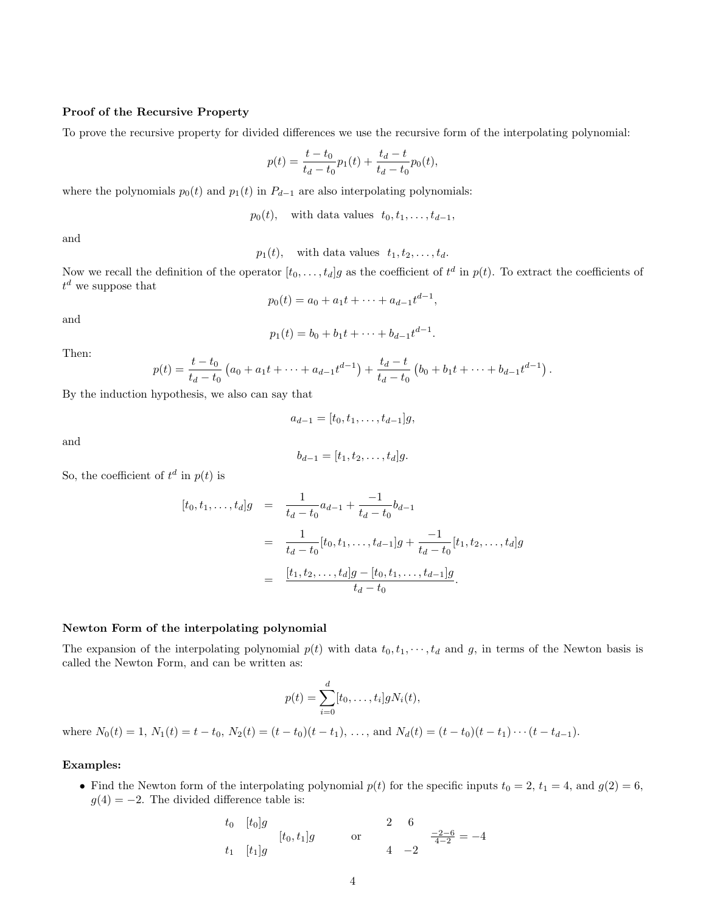**Proof of the Recursive Property**

To prove the recursive property for divided differences we use the recursive form of the interpolating polynomial:

$$p(t) = \frac{t - t_0}{t_d - t_0} p_1(t) + \frac{t_d - t}{t_d - t_0} p_0(t),$$

where the polynomials $p_0(t)$ and $p_1(t)$ in $P_{d-1}$ are also interpolating polynomials:

$$p_0(t), \quad \text{with data values } \; t_0, t_1, \ldots, t_{d-1},$$

and

$$p_1(t), \quad \text{with data values } \; t_1, t_2, \ldots, t_d.$$

Now we recall the definition of the operator $[t_0, \ldots, t_d]g$ as the coefficient of $t^d$ in $p(t)$. To extract the coefficients of $t^d$ we suppose that

$$p_0(t) = a_0 + a_1 t + \cdots + a_{d-1} t^{d-1},$$

and

$$p_1(t) = b_0 + b_1 t + \cdots + b_{d-1} t^{d-1}.$$

Then:

$$p(t) = \frac{t - t_0}{t_d - t_0} \left( a_0 + a_1 t + \cdots + a_{d-1} t^{d-1} \right) + \frac{t_d - t}{t_d - t_0} \left( b_0 + b_1 t + \cdots + b_{d-1} t^{d-1} \right).$$

By the induction hypothesis, we also can say that

$$a_{d-1} = [t_0, t_1, \ldots, t_{d-1}]g,$$

and

$$b_{d-1} = [t_1, t_2, \ldots, t_d]g.$$

So, the coefficient of $t^d$ in $p(t)$ is

$$\begin{aligned}
[t_0, t_1, \ldots, t_d]g &= \frac{1}{t_d - t_0} a_{d-1} + \frac{-1}{t_d - t_0} b_{d-1} \\
&= \frac{1}{t_d - t_0} [t_0, t_1, \ldots, t_{d-1}]g + \frac{-1}{t_d - t_0} [t_1, t_2, \ldots, t_d]g \\
&= \frac{[t_1, t_2, \ldots, t_d]g - [t_0, t_1, \ldots, t_{d-1}]g}{t_d - t_0}.
\end{aligned}$$

**Newton Form of the interpolating polynomial**

The expansion of the interpolating polynomial $p(t)$ with data $t_0, t_1, \cdots, t_d$ and $g$, in terms of the Newton basis is called the Newton Form, and can be written as:

$$p(t) = \sum_{i=0}^{d} [t_0, \ldots, t_i] g N_i(t),$$

where $N_0(t) = 1$, $N_1(t) = t - t_0$, $N_2(t) = (t - t_0)(t - t_1)$, $\ldots$, and $N_d(t) = (t - t_0)(t - t_1) \cdots (t - t_{d-1})$.

**Examples:**

- Find the Newton form of the interpolating polynomial $p(t)$ for the specific inputs $t_0 = 2$, $t_1 = 4$, and $g(2) = 6$, $g(4) = -2$. The divided difference table is:

$$\begin{array}{lll}
t_0 & [t_0]g & \\
 & & [t_0, t_1]g \\
t_1 & [t_1]g &
\end{array}
\qquad \text{or} \qquad
\begin{array}{lll}
2 & 6 & \\
 & & \frac{-2-6}{4-2} = -4 \\
4 & -2 &
\end{array}$$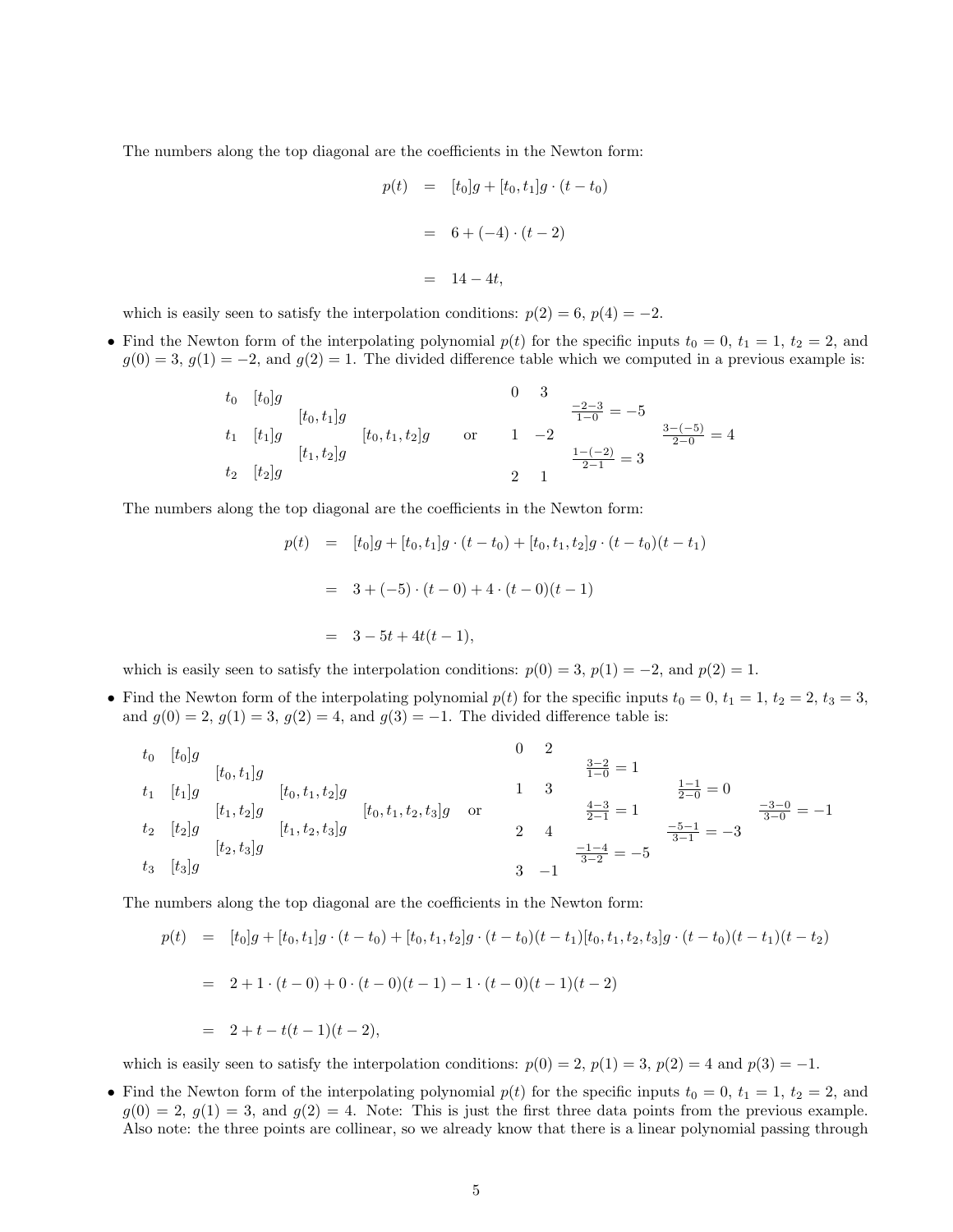The numbers along the top diagonal are the coefficients in the Newton form:

$$
\begin{aligned}
p(t) &= [t_0]g + [t_0, t_1]g \cdot (t - t_0) \\
&= 6 + (-4) \cdot (t - 2) \\
&= 14 - 4t,
\end{aligned}
$$

which is easily seen to satisfy the interpolation conditions: $p(2) = 6$, $p(4) = -2$.

- Find the Newton form of the interpolating polynomial $p(t)$ for the specific inputs $t_0 = 0$, $t_1 = 1$, $t_2 = 2$, and $g(0) = 3$, $g(1) = -2$, and $g(2) = 1$. The divided difference table which we computed in a previous example is:

$$
\begin{array}{lllll}
t_0 & [t_0]g & & & \\
 & & [t_0, t_1]g & & \\
t_1 & [t_1]g & & [t_0, t_1, t_2]g & \\
 & & [t_1, t_2]g & & \\
t_2 & [t_2]g & & &
\end{array}
\qquad \text{or} \qquad
\begin{array}{lllll}
0 & 3 & & & \\
 & & \frac{-2-3}{1-0} = -5 & & \\
1 & -2 & & \frac{3-(-5)}{2-0} = 4 & \\
 & & \frac{1-(-2)}{2-1} = 3 & & \\
2 & 1 & & &
\end{array}
$$

The numbers along the top diagonal are the coefficients in the Newton form:

$$
\begin{aligned}
p(t) &= [t_0]g + [t_0, t_1]g \cdot (t - t_0) + [t_0, t_1, t_2]g \cdot (t - t_0)(t - t_1) \\
&= 3 + (-5) \cdot (t - 0) + 4 \cdot (t - 0)(t - 1) \\
&= 3 - 5t + 4t(t - 1),
\end{aligned}
$$

which is easily seen to satisfy the interpolation conditions: $p(0) = 3$, $p(1) = -2$, and $p(2) = 1$.

- Find the Newton form of the interpolating polynomial $p(t)$ for the specific inputs $t_0 = 0$, $t_1 = 1$, $t_2 = 2$, $t_3 = 3$, and $g(0) = 2$, $g(1) = 3$, $g(2) = 4$, and $g(3) = -1$. The divided difference table is:

$$
\begin{array}{llllll}
t_0 & [t_0]g & & & & \\
 & & [t_0, t_1]g & & & \\
t_1 & [t_1]g & & [t_0, t_1, t_2]g & & \\
 & & [t_1, t_2]g & & [t_0, t_1, t_2, t_3]g & \\
t_2 & [t_2]g & & [t_1, t_2, t_3]g & & \\
 & & [t_2, t_3]g & & & \\
t_3 & [t_3]g & & & &
\end{array}
\quad \text{or} \quad
\begin{array}{llllll}
0 & 2 & & & & \\
 & & \frac{3-2}{1-0} = 1 & & & \\
1 & 3 & & \frac{1-1}{2-0} = 0 & & \\
 & & \frac{4-3}{2-1} = 1 & & \frac{-3-0}{3-0} = -1 & \\
2 & 4 & & \frac{-5-1}{3-1} = -3 & & \\
 & & \frac{-1-4}{3-2} = -5 & & & \\
3 & -1 & & & &
\end{array}
$$

The numbers along the top diagonal are the coefficients in the Newton form:

$$
\begin{aligned}
p(t) &= [t_0]g + [t_0, t_1]g \cdot (t - t_0) + [t_0, t_1, t_2]g \cdot (t - t_0)(t - t_1)[t_0, t_1, t_2, t_3]g \cdot (t - t_0)(t - t_1)(t - t_2) \\
&= 2 + 1 \cdot (t - 0) + 0 \cdot (t - 0)(t - 1) - 1 \cdot (t - 0)(t - 1)(t - 2) \\
&= 2 + t - t(t - 1)(t - 2),
\end{aligned}
$$

which is easily seen to satisfy the interpolation conditions: $p(0) = 2$, $p(1) = 3$, $p(2) = 4$ and $p(3) = -1$.

- Find the Newton form of the interpolating polynomial $p(t)$ for the specific inputs $t_0 = 0$, $t_1 = 1$, $t_2 = 2$, and $g(0) = 2$, $g(1) = 3$, and $g(2) = 4$. Note: This is just the first three data points from the previous example. Also note: the three points are collinear, so we already know that there is a linear polynomial passing through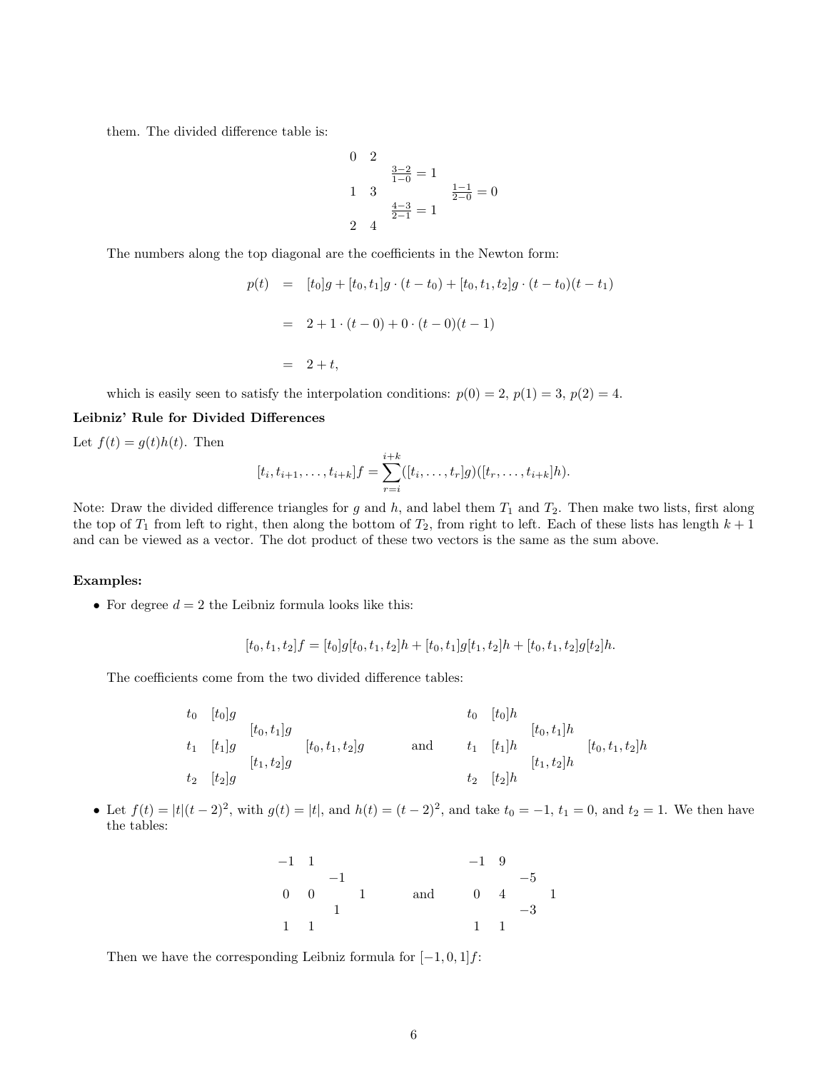them. The divided difference table is:

$$
\begin{array}{cccc}
0 & 2 & & \\
 & & \frac{3-2}{1-0} = 1 & \\
1 & 3 & & \frac{1-1}{2-0} = 0 \\
 & & \frac{4-3}{2-1} = 1 & \\
2 & 4 & &
\end{array}
$$

The numbers along the top diagonal are the coefficients in the Newton form:

$$
\begin{aligned}
p(t) &= [t_0]g + [t_0, t_1]g \cdot (t - t_0) + [t_0, t_1, t_2]g \cdot (t - t_0)(t - t_1) \\
&= 2 + 1 \cdot (t - 0) + 0 \cdot (t - 0)(t - 1) \\
&= 2 + t,
\end{aligned}
$$

which is easily seen to satisfy the interpolation conditions: $p(0) = 2$, $p(1) = 3$, $p(2) = 4$.

**Leibniz' Rule for Divided Differences**

Let $f(t) = g(t)h(t)$. Then

$$
[t_i, t_{i+1}, \ldots, t_{i+k}]f = \sum_{r=i}^{i+k} ([t_i, \ldots, t_r]g)([t_r, \ldots, t_{i+k}]h).
$$

Note: Draw the divided difference triangles for $g$ and $h$, and label them $T_1$ and $T_2$. Then make two lists, first along the top of $T_1$ from left to right, then along the bottom of $T_2$, from right to left. Each of these lists has length $k+1$ and can be viewed as a vector. The dot product of these two vectors is the same as the sum above.

**Examples:**

- For degree $d = 2$ the Leibniz formula looks like this:

$$
[t_0, t_1, t_2]f = [t_0]g[t_0, t_1, t_2]h + [t_0, t_1]g[t_1, t_2]h + [t_0, t_1, t_2]g[t_2]h.
$$

  The coefficients come from the two divided difference tables:

$$
\begin{array}{cccc}
t_0 & [t_0]g & & \\
 & & [t_0, t_1]g & \\
t_1 & [t_1]g & & [t_0, t_1, t_2]g \\
 & & [t_1, t_2]g & \\
t_2 & [t_2]g & &
\end{array}
\qquad \text{and} \qquad
\begin{array}{cccc}
t_0 & [t_0]h & & \\
 & & [t_0, t_1]h & \\
t_1 & [t_1]h & & [t_0, t_1, t_2]h \\
 & & [t_1, t_2]h & \\
t_2 & [t_2]h & &
\end{array}
$$

- Let $f(t) = |t|(t-2)^2$, with $g(t) = |t|$, and $h(t) = (t-2)^2$, and take $t_0 = -1$, $t_1 = 0$, and $t_2 = 1$. We then have the tables:

$$
\begin{array}{cccc}
-1 & 1 & & \\
 & & -1 & \\
0 & 0 & & 1 \\
 & & 1 & \\
1 & 1 & &
\end{array}
\qquad \text{and} \qquad
\begin{array}{cccc}
-1 & 9 & & \\
 & & -5 & \\
0 & 4 & & 1 \\
 & & -3 & \\
1 & 1 & &
\end{array}
$$

  Then we have the corresponding Leibniz formula for $[-1, 0, 1]f$: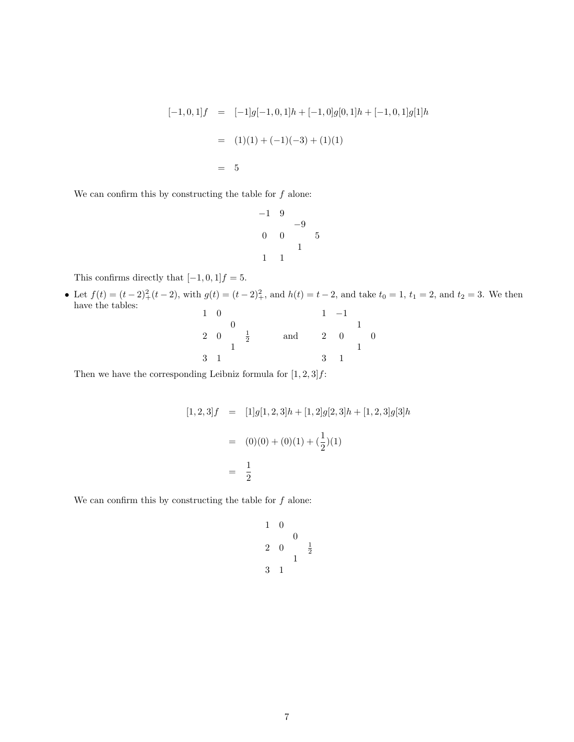$$
\begin{aligned}
[-1,0,1]f &= [-1]g[-1,0,1]h + [-1,0]g[0,1]h + [-1,0,1]g[1]h \\
&= (1)(1) + (-1)(-3) + (1)(1) \\
&= 5
\end{aligned}
$$

We can confirm this by constructing the table for $f$ alone:

$$
\begin{array}{ccccc}
-1 & 9 & & & \\
 & & -9 & & \\
0 & 0 & & 5 & \\
 & & 1 & & \\
1 & 1 & & &
\end{array}
$$

This confirms directly that $[-1,0,1]f = 5$.

- Let $f(t) = (t-2)_+^2(t-2)$, with $g(t) = (t-2)_+^2$, and $h(t) = t-2$, and take $t_0 = 1$, $t_1 = 2$, and $t_2 = 3$. We then have the tables:

$$
\begin{array}{ccccc}
1 & 0 & & & \\
 & & 0 & & \\
2 & 0 & & \frac{1}{2} & \\
 & & 1 & & \\
3 & 1 & & &
\end{array}
\qquad \text{and} \qquad
\begin{array}{ccccc}
1 & -1 & & & \\
 & & 1 & & \\
2 & 0 & & 0 & \\
 & & 1 & & \\
3 & 1 & & &
\end{array}
$$

Then we have the corresponding Leibniz formula for $[1,2,3]f$:

$$
\begin{aligned}
[1,2,3]f &= [1]g[1,2,3]h + [1,2]g[2,3]h + [1,2,3]g[3]h \\
&= (0)(0) + (0)(1) + (\frac{1}{2})(1) \\
&= \frac{1}{2}
\end{aligned}
$$

We can confirm this by constructing the table for $f$ alone:

$$
\begin{array}{ccccc}
1 & 0 & & & \\
 & & 0 & & \\
2 & 0 & & \frac{1}{2} & \\
 & & 1 & & \\
3 & 1 & & &
\end{array}
$$